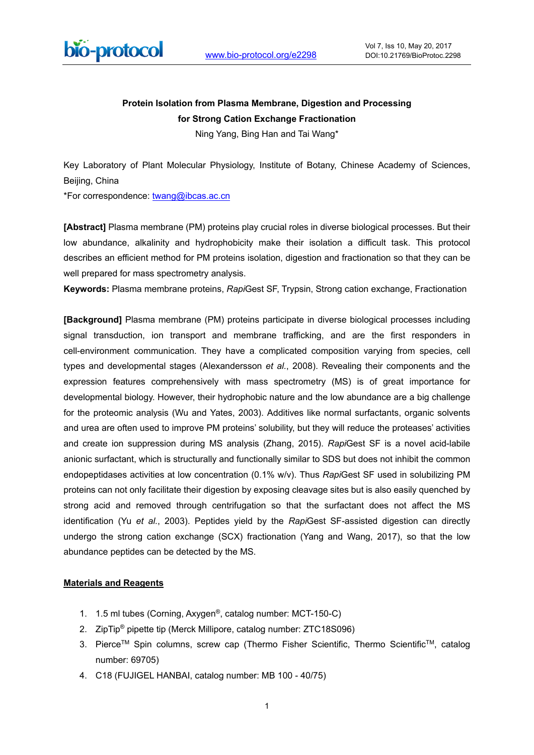# Protein Isolation from Plasma Membrane, Digestion and Processing for Strong Cation Exchange Fractionation

Ning Yang, Bing Han and Tai Wang*

Key Laboratory of Plant Molecular Physiology, Institute of Botany, Chinese Academy of Sciences, Beijing, China

*For correspondence: twang@ibcas.ac.cn

**[Abstract]** Plasma membrane (PM) proteins play crucial roles in diverse biological processes. But their low abundance, alkalinity and hydrophobicity make their isolation a difficult task. This protocol describes an efficient method for PM proteins isolation, digestion and fractionation so that they can be well prepared for mass spectrometry analysis.

**Keywords:** Plasma membrane proteins, *Rapi*Gest SF, Trypsin, Strong cation exchange, Fractionation

**[Background]** Plasma membrane (PM) proteins participate in diverse biological processes including signal transduction, ion transport and membrane trafficking, and are the first responders in cell-environment communication. They have a complicated composition varying from species, cell types and developmental stages (Alexandersson *et al.*, 2008). Revealing their components and the expression features comprehensively with mass spectrometry (MS) is of great importance for developmental biology. However, their hydrophobic nature and the low abundance are a big challenge for the proteomic analysis (Wu and Yates, 2003). Additives like normal surfactants, organic solvents and urea are often used to improve PM proteins' solubility, but they will reduce the proteases' activities and create ion suppression during MS analysis (Zhang, 2015). *Rapi*Gest SF is a novel acid-labile anionic surfactant, which is structurally and functionally similar to SDS but does not inhibit the common endopeptidases activities at low concentration (0.1% w/v). Thus *Rapi*Gest SF used in solubilizing PM proteins can not only facilitate their digestion by exposing cleavage sites but is also easily quenched by strong acid and removed through centrifugation so that the surfactant does not affect the MS identification (Yu *et al.*, 2003). Peptides yield by the *Rapi*Gest SF-assisted digestion can directly undergo the strong cation exchange (SCX) fractionation (Yang and Wang, 2017), so that the low abundance peptides can be detected by the MS.

## Materials and Reagents

1. 1.5 ml tubes (Corning, Axygen®, catalog number: MCT-150-C)
2. ZipTip® pipette tip (Merck Millipore, catalog number: ZTC18S096)
3. Pierce™ Spin columns, screw cap (Thermo Fisher Scientific, Thermo Scientific™, catalog number: 69705)
4. C18 (FUJIGEL HANBAI, catalog number: MB 100 - 40/75)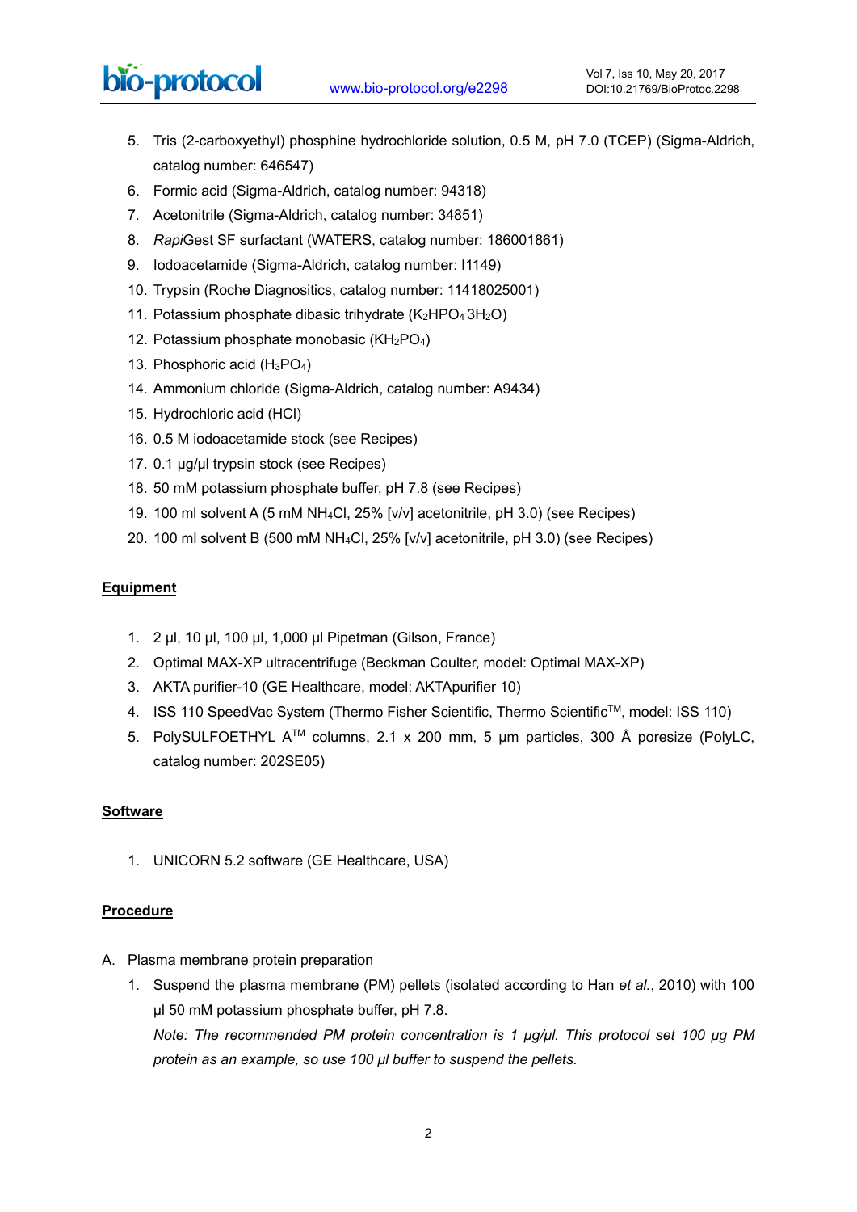5. Tris (2-carboxyethyl) phosphine hydrochloride solution, 0.5 M, pH 7.0 (TCEP) (Sigma-Aldrich, catalog number: 646547)
6. Formic acid (Sigma-Aldrich, catalog number: 94318)
7. Acetonitrile (Sigma-Aldrich, catalog number: 34851)
8. *Rapi*Gest SF surfactant (WATERS, catalog number: 186001861)
9. Iodoacetamide (Sigma-Aldrich, catalog number: I1149)
10. Trypsin (Roche Diagnositics, catalog number: 11418025001)
11. Potassium phosphate dibasic trihydrate ($K_2HPO_4 \cdot 3H_2O$)
12. Potassium phosphate monobasic ($KH_2PO_4$)
13. Phosphoric acid ($H_3PO_4$)
14. Ammonium chloride (Sigma-Aldrich, catalog number: A9434)
15. Hydrochloric acid (HCl)
16. 0.5 M iodoacetamide stock (see Recipes)
17. 0.1 µg/µl trypsin stock (see Recipes)
18. 50 mM potassium phosphate buffer, pH 7.8 (see Recipes)
19. 100 ml solvent A (5 mM $NH_4Cl$, 25% [v/v] acetonitrile, pH 3.0) (see Recipes)
20. 100 ml solvent B (500 mM $NH_4Cl$, 25% [v/v] acetonitrile, pH 3.0) (see Recipes)

## Equipment

1. 2 µl, 10 µl, 100 µl, 1,000 µl Pipetman (Gilson, France)
2. Optimal MAX-XP ultracentrifuge (Beckman Coulter, model: Optimal MAX-XP)
3. AKTA purifier-10 (GE Healthcare, model: AKTApurifier 10)
4. ISS 110 SpeedVac System (Thermo Fisher Scientific, Thermo Scientific™, model: ISS 110)
5. PolySULFOETHYL A™ columns, 2.1 x 200 mm, 5 µm particles, 300 Å poresize (PolyLC, catalog number: 202SE05)

## Software

1. UNICORN 5.2 software (GE Healthcare, USA)

## Procedure

A. Plasma membrane protein preparation
   1. Suspend the plasma membrane (PM) pellets (isolated according to Han *et al.*, 2010) with 100 µl 50 mM potassium phosphate buffer, pH 7.8.
   *Note: The recommended PM protein concentration is 1 µg/µl. This protocol set 100 µg PM protein as an example, so use 100 µl buffer to suspend the pellets.*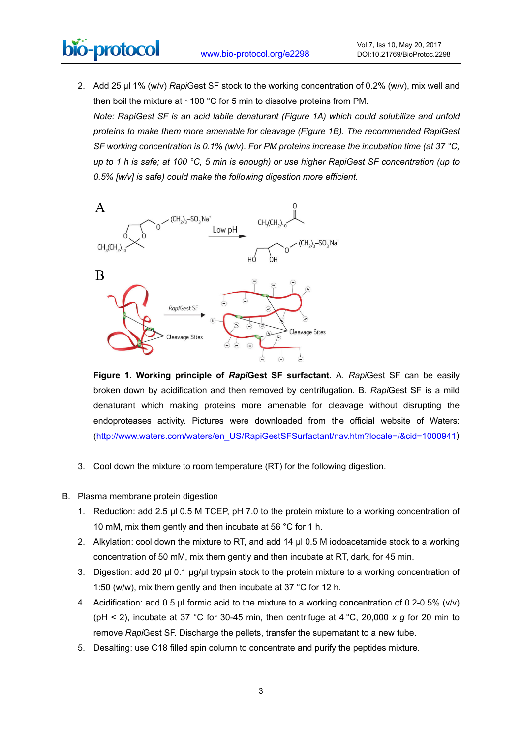2. Add 25 µl 1% (w/v) *Rapi*Gest SF stock to the working concentration of 0.2% (w/v), mix well and then boil the mixture at ~100 °C for 5 min to dissolve proteins from PM.

   *Note: RapiGest SF is an acid labile denaturant (Figure 1A) which could solubilize and unfold proteins to make them more amenable for cleavage (Figure 1B). The recommended RapiGest SF working concentration is 0.1% (w/v). For PM proteins increase the incubation time (at 37 °C, up to 1 h is safe; at 100 °C, 5 min is enough) or use higher RapiGest SF concentration (up to 0.5% [w/v] is safe) could make the following digestion more efficient.*

**Figure 1. Working principle of *Rapi*Gest SF surfactant.** A. *Rapi*Gest SF can be easily broken down by acidification and then removed by centrifugation. B. *Rapi*Gest SF is a mild denaturant which making proteins more amenable for cleavage without disrupting the endoproteases activity. Pictures were downloaded from the official website of Waters: (http://www.waters.com/waters/en_US/RapiGestSFSurfactant/nav.htm?locale=/&cid=1000941)

3. Cool down the mixture to room temperature (RT) for the following digestion.

B. Plasma membrane protein digestion

1. Reduction: add 2.5 µl 0.5 M TCEP, pH 7.0 to the protein mixture to a working concentration of 10 mM, mix them gently and then incubate at 56 °C for 1 h.
2. Alkylation: cool down the mixture to RT, and add 14 µl 0.5 M iodoacetamide stock to a working concentration of 50 mM, mix them gently and then incubate at RT, dark, for 45 min.
3. Digestion: add 20 µl 0.1 µg/µl trypsin stock to the protein mixture to a working concentration of 1:50 (w/w), mix them gently and then incubate at 37 °C for 12 h.
4. Acidification: add 0.5 µl formic acid to the mixture to a working concentration of 0.2-0.5% (v/v) (pH < 2), incubate at 37 °C for 30-45 min, then centrifuge at 4 °C, 20,000 *x g* for 20 min to remove *Rapi*Gest SF. Discharge the pellets, transfer the supernatant to a new tube.
5. Desalting: use C18 filled spin column to concentrate and purify the peptides mixture.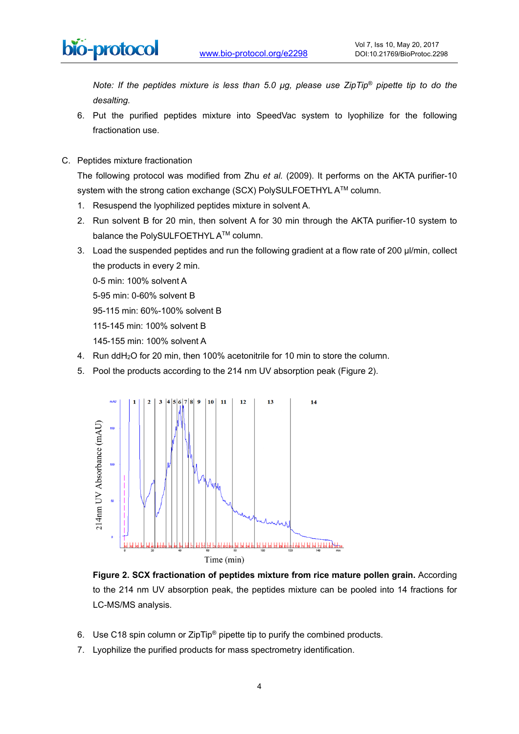*Note: If the peptides mixture is less than 5.0 μg, please use ZipTip® pipette tip to do the desalting.*

6. Put the purified peptides mixture into SpeedVac system to lyophilize for the following fractionation use.

C. Peptides mixture fractionation

The following protocol was modified from Zhu *et al.* (2009). It performs on the AKTA purifier-10 system with the strong cation exchange (SCX) PolySULFOETHYL A™ column.

1. Resuspend the lyophilized peptides mixture in solvent A.
2. Run solvent B for 20 min, then solvent A for 30 min through the AKTA purifier-10 system to balance the PolySULFOETHYL A™ column.
3. Load the suspended peptides and run the following gradient at a flow rate of 200 μl/min, collect the products in every 2 min.
   0-5 min: 100% solvent A
   5-95 min: 0-60% solvent B
   95-115 min: 60%-100% solvent B
   115-145 min: 100% solvent B
   145-155 min: 100% solvent A
4. Run $ddH_2O$ for 20 min, then 100% acetonitrile for 10 min to store the column.
5. Pool the products according to the 214 nm UV absorption peak (Figure 2).

**Figure 2. SCX fractionation of peptides mixture from rice mature pollen grain.** According to the 214 nm UV absorption peak, the peptides mixture can be pooled into 14 fractions for LC-MS/MS analysis.

6. Use C18 spin column or ZipTip® pipette tip to purify the combined products.
7. Lyophilize the purified products for mass spectrometry identification.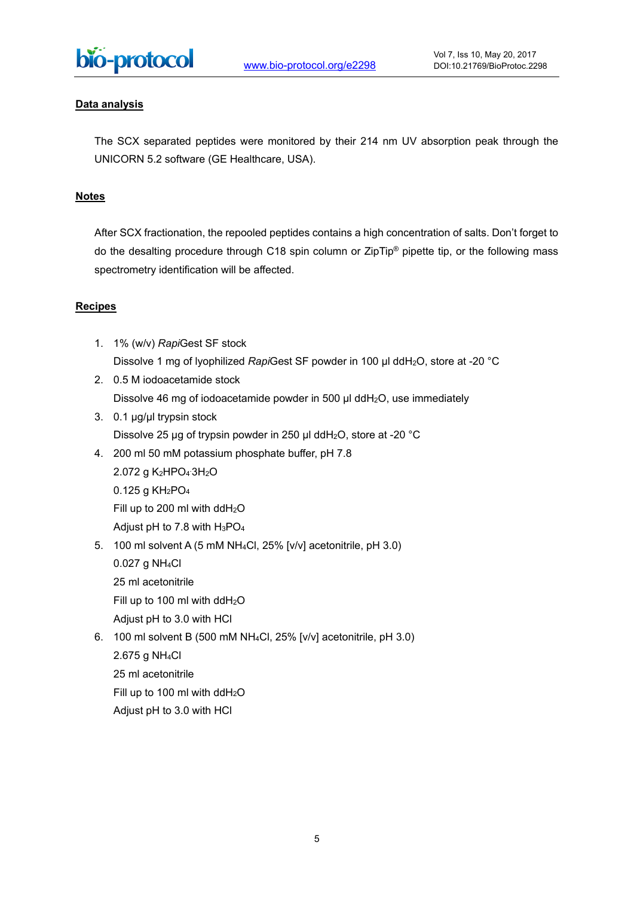## Data analysis

The SCX separated peptides were monitored by their 214 nm UV absorption peak through the UNICORN 5.2 software (GE Healthcare, USA).

## Notes

After SCX fractionation, the repooled peptides contains a high concentration of salts. Don't forget to do the desalting procedure through C18 spin column or ZipTip® pipette tip, or the following mass spectrometry identification will be affected.

## Recipes

1. 1% (w/v) *Rapi*Gest SF stock
   Dissolve 1 mg of lyophilized *Rapi*Gest SF powder in 100 µl $ddH_2O$, store at -20 °C
2. 0.5 M iodoacetamide stock
   Dissolve 46 mg of iodoacetamide powder in 500 µl $ddH_2O$, use immediately
3. 0.1 µg/µl trypsin stock
   Dissolve 25 µg of trypsin powder in 250 µl $ddH_2O$, store at -20 °C
4. 200 ml 50 mM potassium phosphate buffer, pH 7.8
   2.072 g $K_2HPO_4 \cdot 3H_2O$
   0.125 g $KH_2PO_4$
   Fill up to 200 ml with $ddH_2O$
   Adjust pH to 7.8 with $H_3PO_4$
5. 100 ml solvent A (5 mM $NH_4Cl$, 25% [v/v] acetonitrile, pH 3.0)
   0.027 g $NH_4Cl$
   25 ml acetonitrile
   Fill up to 100 ml with $ddH_2O$
   Adjust pH to 3.0 with HCl
6. 100 ml solvent B (500 mM $NH_4Cl$, 25% [v/v] acetonitrile, pH 3.0)
   2.675 g $NH_4Cl$
   25 ml acetonitrile
   Fill up to 100 ml with $ddH_2O$
   Adjust pH to 3.0 with HCl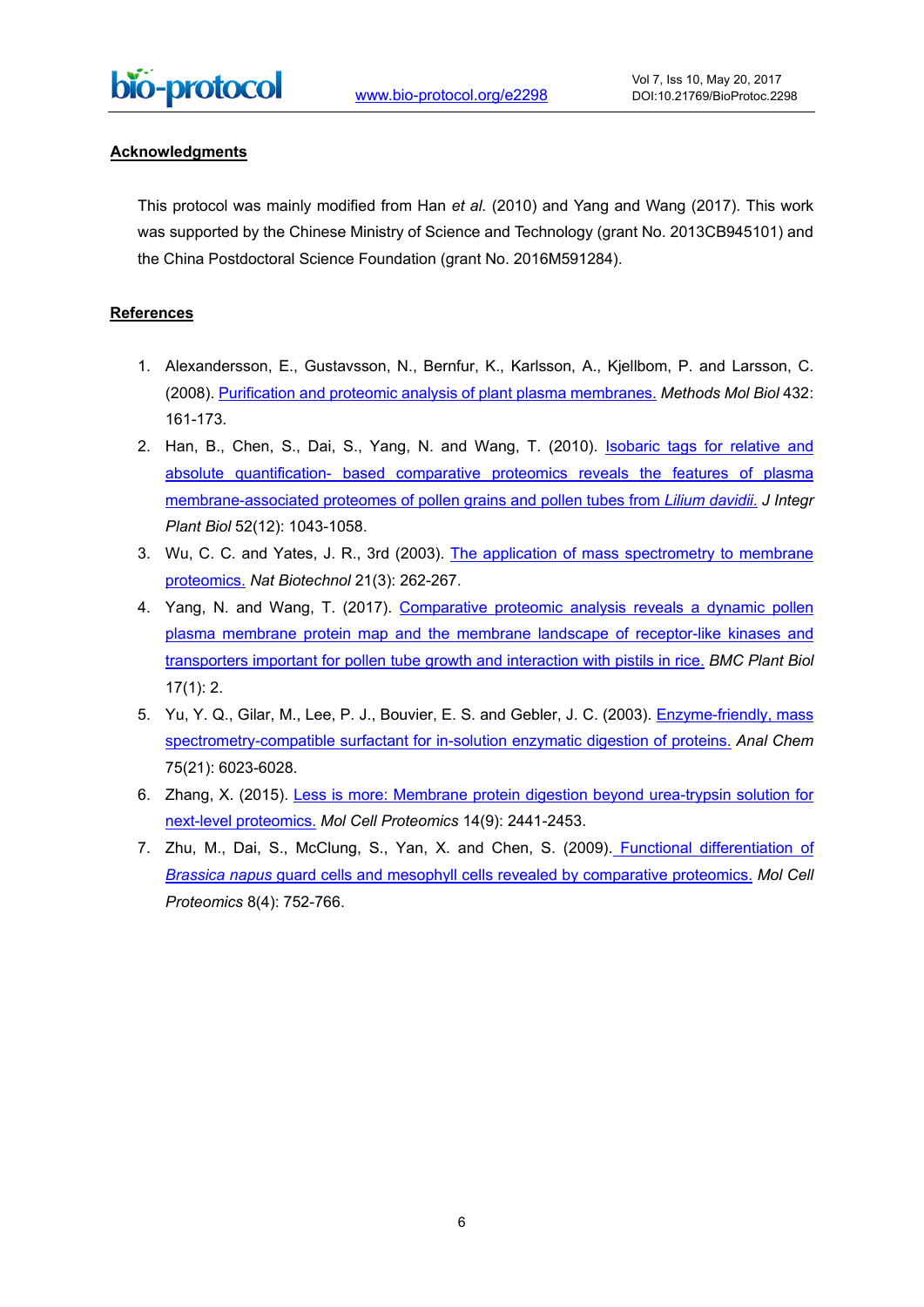## Acknowledgments

This protocol was mainly modified from Han *et al.* (2010) and Yang and Wang (2017). This work was supported by the Chinese Ministry of Science and Technology (grant No. 2013CB945101) and the China Postdoctoral Science Foundation (grant No. 2016M591284).

## References

1. Alexandersson, E., Gustavsson, N., Bernfur, K., Karlsson, A., Kjellbom, P. and Larsson, C. (2008). Purification and proteomic analysis of plant plasma membranes. *Methods Mol Biol* 432: 161-173.
2. Han, B., Chen, S., Dai, S., Yang, N. and Wang, T. (2010). Isobaric tags for relative and absolute quantification- based comparative proteomics reveals the features of plasma membrane-associated proteomes of pollen grains and pollen tubes from *Lilium davidii*. *J Integr Plant Biol* 52(12): 1043-1058.
3. Wu, C. C. and Yates, J. R., 3rd (2003). The application of mass spectrometry to membrane proteomics. *Nat Biotechnol* 21(3): 262-267.
4. Yang, N. and Wang, T. (2017). Comparative proteomic analysis reveals a dynamic pollen plasma membrane protein map and the membrane landscape of receptor-like kinases and transporters important for pollen tube growth and interaction with pistils in rice. *BMC Plant Biol* 17(1): 2.
5. Yu, Y. Q., Gilar, M., Lee, P. J., Bouvier, E. S. and Gebler, J. C. (2003). Enzyme-friendly, mass spectrometry-compatible surfactant for in-solution enzymatic digestion of proteins. *Anal Chem* 75(21): 6023-6028.
6. Zhang, X. (2015). Less is more: Membrane protein digestion beyond urea-trypsin solution for next-level proteomics. *Mol Cell Proteomics* 14(9): 2441-2453.
7. Zhu, M., Dai, S., McClung, S., Yan, X. and Chen, S. (2009). Functional differentiation of *Brassica napus* guard cells and mesophyll cells revealed by comparative proteomics. *Mol Cell Proteomics* 8(4): 752-766.